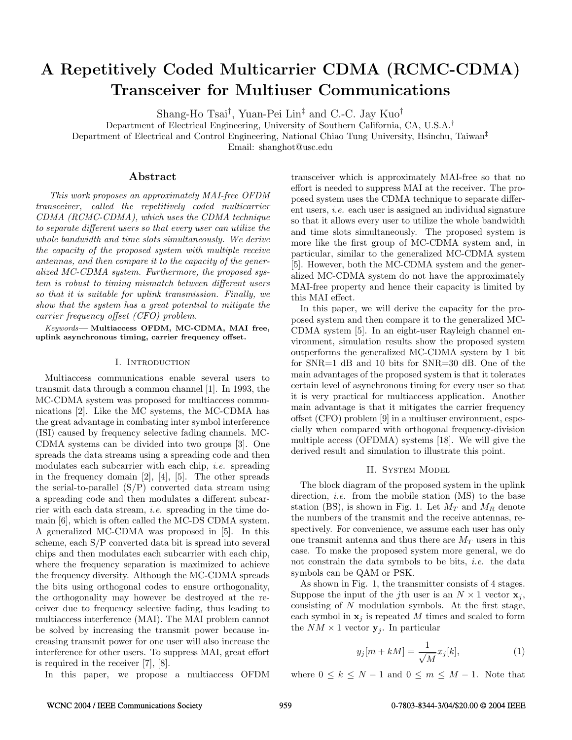# A Repetitively Coded Multicarrier CDMA (RCMC-CDMA) Transceiver for Multiuser Communications

Shang-Ho Tsai[†], Yuan-Pei Lin[‡] and C.-C. Jay Kuo[†]

Department of Electrical Engineering, University of Southern California, CA, U.S.A.[†]

Department of Electrical and Control Engineering, National Chiao Tung University, Hsinchu, Taiwan[‡]

Email: shanghot@usc.edu

## Abstract

*This work proposes an approximately MAI-free OFDM transceiver, called the repetitively coded multicarrier CDMA (RCMC-CDMA), which uses the CDMA technique to separate different users so that every user can utilize the whole bandwidth and time slots simultaneously. We derive the capacity of the proposed system with multiple receive antennas, and then compare it to the capacity of the generalized MC-CDMA system. Furthermore, the proposed system is robust to timing mismatch between different users so that it is suitable for uplink transmission. Finally, we show that the system has a great potential to mitigate the carrier frequency offset (CFO) problem.*

*Keywords*— **Multiaccess OFDM, MC-CDMA, MAI free, uplink asynchronous timing, carrier frequency offset.**

## I. Introduction

Multiaccess communications enable several users to transmit data through a common channel [1]. In 1993, the MC-CDMA system was proposed for multiaccess communications [2]. Like the MC systems, the MC-CDMA has the great advantage in combating inter symbol interference (ISI) caused by frequency selective fading channels. MC-CDMA systems can be divided into two groups [3]. One spreads the data streams using a spreading code and then modulates each subcarrier with each chip, *i.e.* spreading in the frequency domain [2], [4], [5]. The other spreads the serial-to-parallel (S/P) converted data stream using a spreading code and then modulates a different subcarrier with each data stream, *i.e.* spreading in the time domain [6], which is often called the MC-DS CDMA system. A generalized MC-CDMA was proposed in [5]. In this scheme, each S/P converted data bit is spread into several chips and then modulates each subcarrier with each chip, where the frequency separation is maximized to achieve the frequency diversity. Although the MC-CDMA spreads the bits using orthogonal codes to ensure orthogonality, the orthogonality may however be destroyed at the receiver due to frequency selective fading, thus leading to multiaccess interference (MAI). The MAI problem cannot be solved by increasing the transmit power because increasing transmit power for one user will also increase the interference for other users. To suppress MAI, great effort is required in the receiver [7], [8].

In this paper, we propose a multiaccess OFDM transceiver which is approximately MAI-free so that no effort is needed to suppress MAI at the receiver. The proposed system uses the CDMA technique to separate different users, *i.e.* each user is assigned an individual signature so that it allows every user to utilize the whole bandwidth and time slots simultaneously. The proposed system is more like the first group of MC-CDMA system and, in particular, similar to the generalized MC-CDMA system [5]. However, both the MC-CDMA system and the generalized MC-CDMA system do not have the approximately MAI-free property and hence their capacity is limited by this MAI effect.

In this paper, we will derive the capacity for the proposed system and then compare it to the generalized MC-CDMA system [5]. In an eight-user Rayleigh channel environment, simulation results show the proposed system outperforms the generalized MC-CDMA system by 1 bit for SNR=1 dB and 10 bits for SNR=30 dB. One of the main advantages of the proposed system is that it tolerates certain level of asynchronous timing for every user so that it is very practical for multiaccess application. Another main advantage is that it mitigates the carrier frequency offset (CFO) problem [9] in a multiuser environment, especially when compared with orthogonal frequency-division multiple access (OFDMA) systems [18]. We will give the derived result and simulation to illustrate this point.

## II. System Model

The block diagram of the proposed system in the uplink direction, *i.e.* from the mobile station (MS) to the base station (BS), is shown in Fig. 1. Let $M_T$ and $M_R$ denote the numbers of the transmit and the receive antennas, respectively. For convenience, we assume each user has only one transmit antenna and thus there are $M_T$ users in this case. To make the proposed system more general, we do not constrain the data symbols to be bits, *i.e.* the data symbols can be QAM or PSK.

As shown in Fig. 1, the transmitter consists of 4 stages. Suppose the input of the $j$th user is an $N \times 1$ vector $\mathbf{x}_j$, consisting of $N$ modulation symbols. At the first stage, each symbol in $\mathbf{x}_j$ is repeated $M$ times and scaled to form the $NM \times 1$ vector $\mathbf{y}_j$. In particular

$$y_j[m + kM] = \frac{1}{\sqrt{M}} x_j[k], \tag{1}$$

where $0 \leq k \leq N-1$ and $0 \leq m \leq M-1$. Note that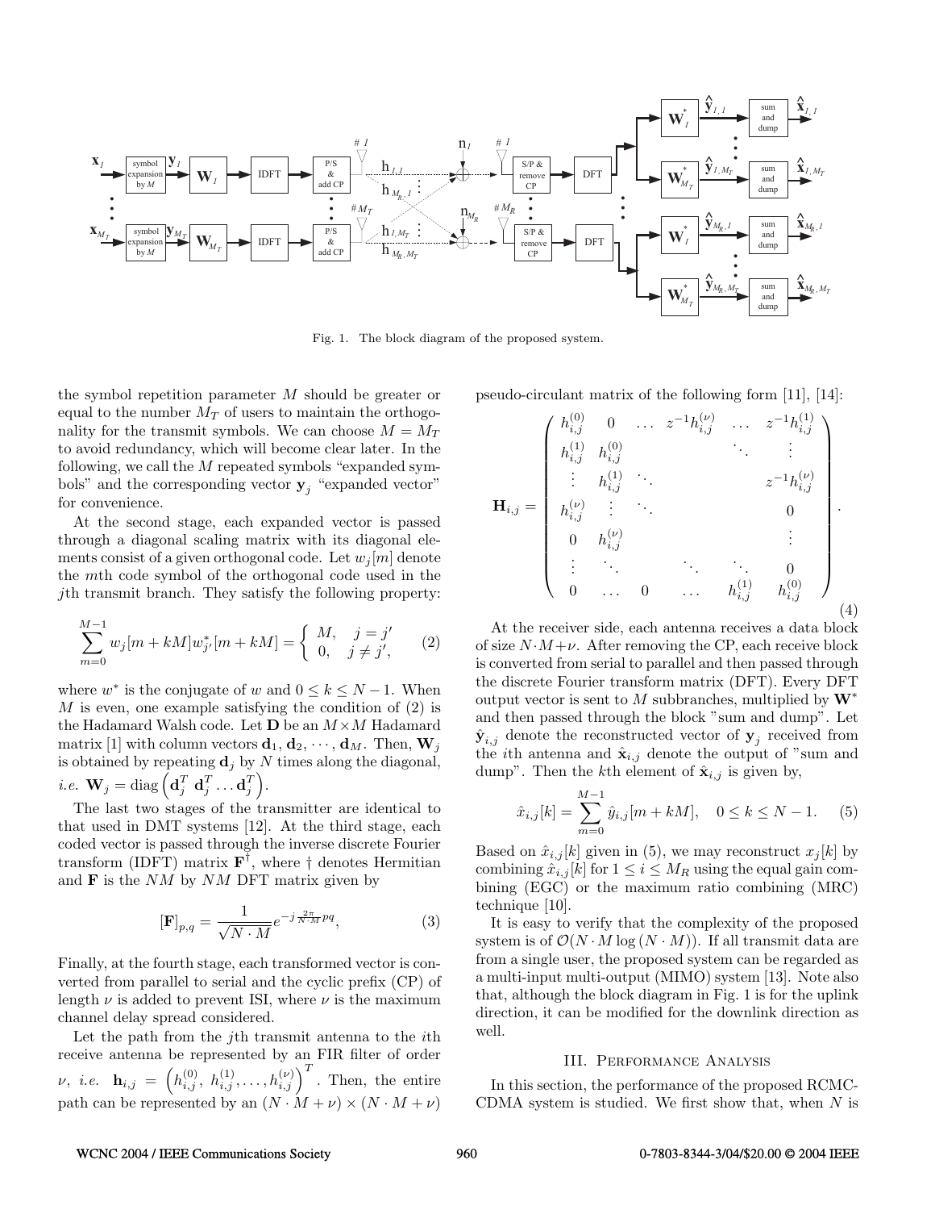Fig. 1. The block diagram of the proposed system.

the symbol repetition parameter $M$ should be greater or equal to the number $M_T$ of users to maintain the orthogonality for the transmit symbols. We can choose $M = M_T$ to avoid redundancy, which will become clear later. In the following, we call the $M$ repeated symbols "expanded symbols" and the corresponding vector $\mathbf{y}_j$ "expanded vector" for convenience.

At the second stage, each expanded vector is passed through a diagonal scaling matrix with its diagonal elements consist of a given orthogonal code. Let $w_j[m]$ denote the $m$th code symbol of the orthogonal code used in the $j$th transmit branch. They satisfy the following property:

$$\sum_{m=0}^{M-1} w_j[m+kM]w_{j'}^*[m+kM] = \begin{cases} M, & j = j' \\ 0, & j \neq j', \end{cases} \tag{2}$$

where $w^*$ is the conjugate of $w$ and $0 \leq k \leq N-1$. When $M$ is even, one example satisfying the condition of (2) is the Hadamard Walsh code. Let $\mathbf{D}$ be an $M \times M$ Hadamard matrix [1] with column vectors $\mathbf{d}_1, \mathbf{d}_2, \cdots, \mathbf{d}_M$. Then, $\mathbf{W}_j$ is obtained by repeating $\mathbf{d}_j$ by $N$ times along the diagonal, *i.e.* $\mathbf{W}_j = \text{diag}\left(\mathbf{d}_j^T \ \mathbf{d}_j^T \ldots \mathbf{d}_j^T\right)$.

The last two stages of the transmitter are identical to that used in DMT systems [12]. At the third stage, each coded vector is passed through the inverse discrete Fourier transform (IDFT) matrix $\mathbf{F}^\dagger$, where $\dagger$ denotes Hermitian and $\mathbf{F}$ is the $NM$ by $NM$ DFT matrix given by

$$[\mathbf{F}]_{p,q} = \frac{1}{\sqrt{N \cdot M}} e^{-j\frac{2\pi}{N \cdot M}pq}, \tag{3}$$

Finally, at the fourth stage, each transformed vector is converted from parallel to serial and the cyclic prefix (CP) of length $\nu$ is added to prevent ISI, where $\nu$ is the maximum channel delay spread considered.

Let the path from the $j$th transmit antenna to the $i$th receive antenna be represented by an FIR filter of order $\nu$, *i.e.* $\mathbf{h}_{i,j} = \left(h_{i,j}^{(0)}, h_{i,j}^{(1)}, \ldots, h_{i,j}^{(\nu)}\right)^T$. Then, the entire path can be represented by an $(N \cdot M + \nu) \times (N \cdot M + \nu)$ pseudo-circulant matrix of the following form [11], [14]:

$$\mathbf{H}_{i,j} = \begin{pmatrix} h_{i,j}^{(0)} & 0 & \ldots & z^{-1}h_{i,j}^{(\nu)} & \ldots & z^{-1}h_{i,j}^{(1)} \\ h_{i,j}^{(1)} & h_{i,j}^{(0)} & & & \ddots & \vdots \\ \vdots & h_{i,j}^{(1)} & \ddots & & & z^{-1}h_{i,j}^{(\nu)} \\ h_{i,j}^{(\nu)} & \vdots & \ddots & & & 0 \\ 0 & h_{i,j}^{(\nu)} & & & & \vdots \\ \vdots & \ddots & & \ddots & \ddots & 0 \\ 0 & \ldots & 0 & \ldots & h_{i,j}^{(1)} & h_{i,j}^{(0)} \end{pmatrix}. \tag{4}$$

At the receiver side, each antenna receives a data block of size $N \cdot M + \nu$. After removing the CP, each receive block is converted from serial to parallel and then passed through the discrete Fourier transform matrix (DFT). Every DFT output vector is sent to $M$ subbranches, multiplied by $\mathbf{W}^*$ and then passed through the block "sum and dump". Let $\hat{\mathbf{y}}_{i,j}$ denote the reconstructed vector of $\mathbf{y}_j$ received from the $i$th antenna and $\hat{\mathbf{x}}_{i,j}$ denote the output of "sum and dump". Then the $k$th element of $\hat{\mathbf{x}}_{i,j}$ is given by,

$$\hat{x}_{i,j}[k] = \sum_{m=0}^{M-1} \hat{y}_{i,j}[m+kM], \quad 0 \leq k \leq N-1. \tag{5}$$

Based on $\hat{x}_{i,j}[k]$ given in (5), we may reconstruct $x_j[k]$ by combining $\hat{x}_{i,j}[k]$ for $1 \leq i \leq M_R$ using the equal gain combining (EGC) or the maximum ratio combining (MRC) technique [10].

It is easy to verify that the complexity of the proposed system is of $\mathcal{O}(N \cdot M \log(N \cdot M))$. If all transmit data are from a single user, the proposed system can be regarded as a multi-input multi-output (MIMO) system [13]. Note also that, although the block diagram in Fig. 1 is for the uplink direction, it can be modified for the downlink direction as well.

## III. Performance Analysis

In this section, the performance of the proposed RCMC-CDMA system is studied. We first show that, when $N$ is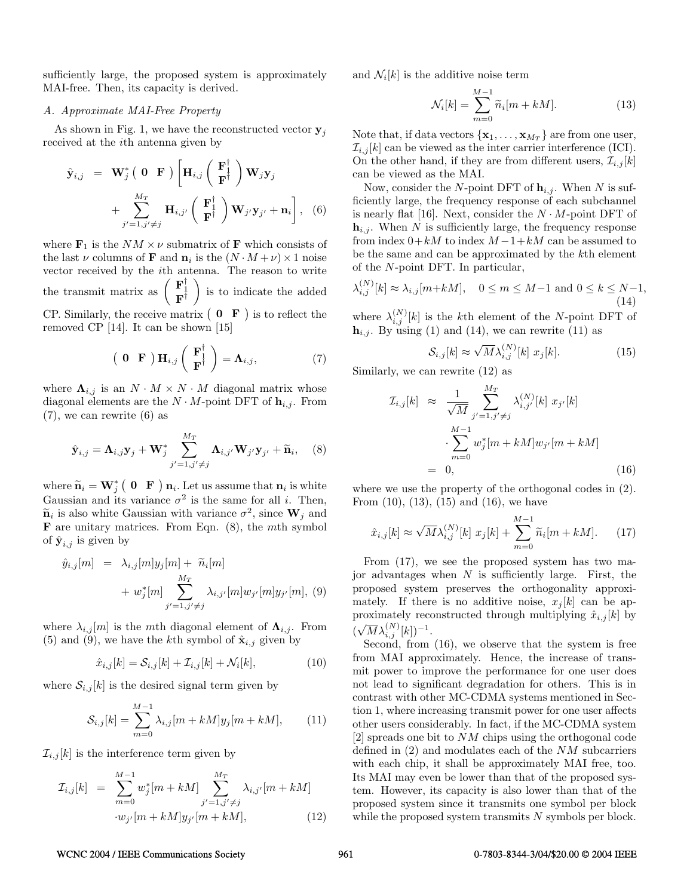sufficiently large, the proposed system is approximately MAI-free. Then, its capacity is derived.

### A. Approximate MAI-Free Property

As shown in Fig. 1, we have the reconstructed vector $\mathbf{y}_j$ received at the $i$th antenna given by

$$
\begin{aligned}
\hat{\mathbf{y}}_{i,j} &= \mathbf{W}_j^* \begin{pmatrix} \mathbf{0} & \mathbf{F} \end{pmatrix} \Bigg[ \mathbf{H}_{i,j} \begin{pmatrix} \mathbf{F}_1^\dagger \\ \mathbf{F}^\dagger \end{pmatrix} \mathbf{W}_j \mathbf{y}_j \\
&\quad + \sum_{j'=1, j' \neq j}^{M_T} \mathbf{H}_{i,j'} \begin{pmatrix} \mathbf{F}_1^\dagger \\ \mathbf{F}^\dagger \end{pmatrix} \mathbf{W}_{j'} \mathbf{y}_{j'} + \mathbf{n}_i \Bigg], \quad (6)
\end{aligned}
$$

where $\mathbf{F}_1$ is the $NM \times \nu$ submatrix of $\mathbf{F}$ which consists of the last $\nu$ columns of $\mathbf{F}$ and $\mathbf{n}_i$ is the $(N \cdot M + \nu) \times 1$ noise vector received by the $i$th antenna. The reason to write the transmit matrix as $\begin{pmatrix} \mathbf{F}_1^\dagger \\ \mathbf{F}^\dagger \end{pmatrix}$ is to indicate the added CP. Similarly, the receive matrix $\begin{pmatrix} \mathbf{0} & \mathbf{F} \end{pmatrix}$ is to reflect the removed CP [14]. It can be shown [15]

$$
\begin{pmatrix} \mathbf{0} & \mathbf{F} \end{pmatrix} \mathbf{H}_{i,j} \begin{pmatrix} \mathbf{F}_1^\dagger \\ \mathbf{F}^\dagger \end{pmatrix} = \mathbf{\Lambda}_{i,j}, \quad (7)
$$

where $\mathbf{\Lambda}_{i,j}$ is an $N \cdot M \times N \cdot M$ diagonal matrix whose diagonal elements are the $N \cdot M$-point DFT of $\mathbf{h}_{i,j}$. From (7), we can rewrite (6) as

$$
\hat{\mathbf{y}}_{i,j} = \mathbf{\Lambda}_{i,j} \mathbf{y}_j + \mathbf{W}_j^* \sum_{j'=1, j' \neq j}^{M_T} \mathbf{\Lambda}_{i,j'} \mathbf{W}_{j'} \mathbf{y}_{j'} + \widetilde{\mathbf{n}}_i, \quad (8)
$$

where $\widetilde{\mathbf{n}}_i = \mathbf{W}_j^* \begin{pmatrix} \mathbf{0} & \mathbf{F} \end{pmatrix} \mathbf{n}_i$. Let us assume that $\mathbf{n}_i$ is white Gaussian and its variance $\sigma^2$ is the same for all $i$. Then, $\widetilde{\mathbf{n}}_i$ is also white Gaussian with variance $\sigma^2$, since $\mathbf{W}_j$ and $\mathbf{F}$ are unitary matrices. From Eqn. (8), the $m$th symbol of $\hat{\mathbf{y}}_{i,j}$ is given by

$$
\begin{aligned}
\hat{y}_{i,j}[m] &= \lambda_{i,j}[m] y_j[m] + \widetilde{n}_i[m] \\
&\quad + w_j^*[m] \sum_{j'=1, j' \neq j}^{M_T} \lambda_{i,j'}[m] w_{j'}[m] y_{j'}[m], \quad (9)
\end{aligned}
$$

where $\lambda_{i,j}[m]$ is the $m$th diagonal element of $\mathbf{\Lambda}_{i,j}$. From (5) and (9), we have the $k$th symbol of $\hat{\mathbf{x}}_{i,j}$ given by

$$
\hat{x}_{i,j}[k] = \mathcal{S}_{i,j}[k] + \mathcal{I}_{i,j}[k] + \mathcal{N}_i[k], \quad (10)
$$

where $\mathcal{S}_{i,j}[k]$ is the desired signal term given by

$$
\mathcal{S}_{i,j}[k] = \sum_{m=0}^{M-1} \lambda_{i,j}[m + kM] y_j[m + kM], \quad (11)
$$

$\mathcal{I}_{i,j}[k]$ is the interference term given by

$$
\begin{aligned}
\mathcal{I}_{i,j}[k] &= \sum_{m=0}^{M-1} w_j^*[m + kM] \sum_{j'=1, j' \neq j}^{M_T} \lambda_{i,j'}[m + kM] \\
&\quad \cdot w_{j'}[m + kM] y_{j'}[m + kM], \quad (12)
\end{aligned}
$$

and $\mathcal{N}_i[k]$ is the additive noise term

$$
\mathcal{N}_i[k] = \sum_{m=0}^{M-1} \widetilde{n}_i[m + kM]. \quad (13)
$$

Note that, if data vectors $\{\mathbf{x}_1, \ldots, \mathbf{x}_{M_T}\}$ are from one user, $\mathcal{I}_{i,j}[k]$ can be viewed as the inter carrier interference (ICI). On the other hand, if they are from different users, $\mathcal{I}_{i,j}[k]$ can be viewed as the MAI.

Now, consider the $N$-point DFT of $\mathbf{h}_{i,j}$. When $N$ is sufficiently large, the frequency response of each subchannel is nearly flat [16]. Next, consider the $N \cdot M$-point DFT of $\mathbf{h}_{i,j}$. When $N$ is sufficiently large, the frequency response from index $0 + kM$ to index $M - 1 + kM$ can be assumed to be the same and can be approximated by the $k$th element of the $N$-point DFT. In particular,

$$
\lambda_{i,j}^{(N)}[k] \approx \lambda_{i,j}[m + kM], \quad 0 \le m \le M - 1 \text{ and } 0 \le k \le N - 1, \quad (14)
$$

where $\lambda_{i,j}^{(N)}[k]$ is the $k$th element of the $N$-point DFT of $\mathbf{h}_{i,j}$. By using (1) and (14), we can rewrite (11) as

$$
\mathcal{S}_{i,j}[k] \approx \sqrt{M} \lambda_{i,j}^{(N)}[k] \; x_j[k]. \quad (15)
$$

Similarly, we can rewrite (12) as

$$
\begin{aligned}
\mathcal{I}_{i,j}[k] &\approx \frac{1}{\sqrt{M}} \sum_{j'=1, j' \neq j}^{M_T} \lambda_{i,j'}^{(N)}[k] \; x_{j'}[k] \\
&\quad \cdot \sum_{m=0}^{M-1} w_j^*[m + kM] w_{j'}[m + kM] \\
&= 0, \quad (16)
\end{aligned}
$$

where we use the property of the orthogonal codes in (2). From (10), (13), (15) and (16), we have

$$
\hat{x}_{i,j}[k] \approx \sqrt{M} \lambda_{i,j}^{(N)}[k] \; x_j[k] + \sum_{m=0}^{M-1} \widetilde{n}_i[m + kM]. \quad (17)
$$

From (17), we see the proposed system has two major advantages when $N$ is sufficiently large. First, the proposed system preserves the orthogonality approximately. If there is no additive noise, $x_j[k]$ can be approximately reconstructed through multiplying $\hat{x}_{i,j}[k]$ by $(\sqrt{M} \lambda_{i,j}^{(N)}[k])^{-1}$.

Second, from (16), we observe that the system is free from MAI approximately. Hence, the increase of transmit power to improve the performance for one user does not lead to significant degradation for others. This is in contrast with other MC-CDMA systems mentioned in Section 1, where increasing transmit power for one user affects other users considerably. In fact, if the MC-CDMA system [2] spreads one bit to $NM$ chips using the orthogonal code defined in (2) and modulates each of the $NM$ subcarriers with each chip, it shall be approximately MAI free, too. Its MAI may even be lower than that of the proposed system. However, its capacity is also lower than that of the proposed system since it transmits one symbol per block while the proposed system transmits $N$ symbols per block.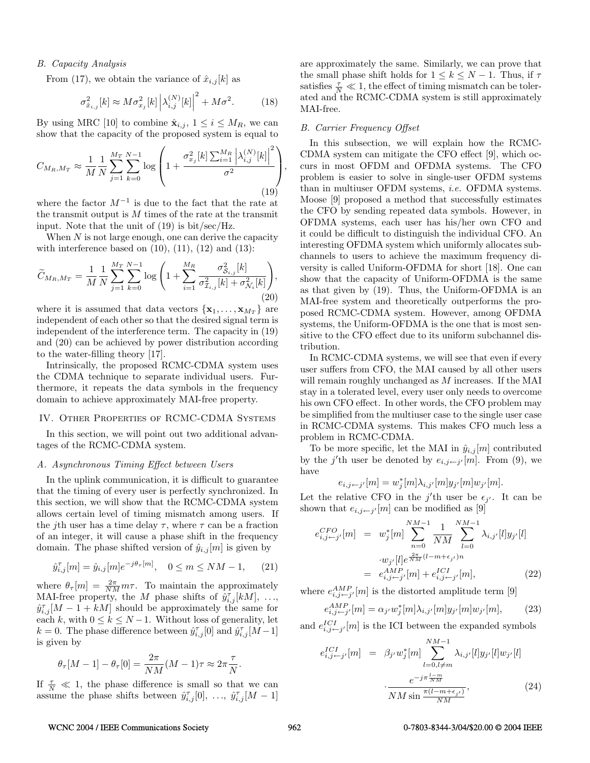### B. Capacity Analysis

From (17), we obtain the variance of $\hat{x}_{i,j}[k]$ as

$$\sigma^2_{\hat{x}_{i,j}}[k] \approx M\sigma^2_{x_j}[k]\left|\lambda^{(N)}_{i,j}[k]\right|^2 + M\sigma^2. \qquad (18)$$

By using MRC [10] to combine $\hat{\mathbf{x}}_{i,j}$, $1 \le i \le M_R$, we can show that the capacity of the proposed system is equal to

$$C_{M_R,M_T} \approx \frac{1}{M}\frac{1}{N}\sum_{j=1}^{M_T}\sum_{k=0}^{N-1}\log\left(1+\frac{\sigma^2_{x_j}[k]\sum_{i=1}^{M_R}\left|\lambda^{(N)}_{i,j}[k]\right|^2}{\sigma^2}\right), \qquad (19)$$

where the factor $M^{-1}$ is due to the fact that the rate at the transmit output is $M$ times of the rate at the transmit input. Note that the unit of (19) is bit/sec/Hz.

When $N$ is not large enough, one can derive the capacity with interference based on (10), (11), (12) and (13):

$$\widetilde{C}_{M_R,M_T} = \frac{1}{M}\frac{1}{N}\sum_{j=1}^{M_T}\sum_{k=0}^{N-1}\log\left(1+\sum_{i=1}^{M_R}\frac{\sigma^2_{\mathcal{S}_{i,j}}[k]}{\sigma^2_{\mathcal{I}_{i,j}}[k]+\sigma^2_{\mathcal{N}_i}[k]}\right), \qquad (20)$$

where it is assumed that data vectors $\{\mathbf{x}_1,\ldots,\mathbf{x}_{M_T}\}$ are independent of each other so that the desired signal term is independent of the interference term. The capacity in (19) and (20) can be achieved by power distribution according to the water-filling theory [17].

Intrinsically, the proposed RCMC-CDMA system uses the CDMA technique to separate individual users. Furthermore, it repeats the data symbols in the frequency domain to achieve approximately MAI-free property.

## IV. Other Properties of RCMC-CDMA Systems

In this section, we will point out two additional advantages of the RCMC-CDMA system.

### A. Asynchronous Timing Effect between Users

In the uplink communication, it is difficult to guarantee that the timing of every user is perfectly synchronized. In this section, we will show that the RCMC-CDMA system allows certain level of timing mismatch among users. If the $j$th user has a time delay $\tau$, where $\tau$ can be a fraction of an integer, it will cause a phase shift in the frequency domain. The phase shifted version of $\hat{y}_{i,j}[m]$ is given by

$$\hat{y}^{\tau}_{i,j}[m] = \hat{y}_{i,j}[m]e^{-j\theta_\tau[m]}, \quad 0 \le m \le NM-1, \qquad (21)$$

where $\theta_\tau[m] = \frac{2\pi}{NM}m\tau$. To maintain the approximately MAI-free property, the $M$ phase shifts of $\hat{y}^{\tau}_{i,j}[kM]$, $\ldots$, $\hat{y}^{\tau}_{i,j}[M-1+kM]$ should be approximately the same for each $k$, with $0 \le k \le N-1$. Without loss of generality, let $k=0$. The phase difference between $\hat{y}^{\tau}_{i,j}[0]$ and $\hat{y}^{\tau}_{i,j}[M-1]$ is given by

$$\theta_\tau[M-1]-\theta_\tau[0] = \frac{2\pi}{NM}(M-1)\tau \approx 2\pi\frac{\tau}{N}.$$

If $\frac{\tau}{N} \ll 1$, the phase difference is small so that we can assume the phase shifts between $\hat{y}^{\tau}_{i,j}[0]$, $\ldots$, $\hat{y}^{\tau}_{i,j}[M-1]$ are approximately the same. Similarly, we can prove that the small phase shift holds for $1 \le k \le N-1$. Thus, if $\tau$ satisfies $\frac{\tau}{N} \ll 1$, the effect of timing mismatch can be tolerated and the RCMC-CDMA system is still approximately MAI-free.

### B. Carrier Frequency Offset

In this subsection, we will explain how the RCMC-CDMA system can mitigate the CFO effect [9], which occurs in most OFDM and OFDMA systems. The CFO problem is easier to solve in single-user OFDM systems than in multiuser OFDM systems, *i.e.* OFDMA systems. Moose [9] proposed a method that successfully estimates the CFO by sending repeated data symbols. However, in OFDMA systems, each user has his/her own CFO and it could be difficult to distinguish the individual CFO. An interesting OFDMA system which uniformly allocates subchannels to users to achieve the maximum frequency diversity is called Uniform-OFDMA for short [18]. One can show that the capacity of Uniform-OFDMA is the same as that given by (19). Thus, the Uniform-OFDMA is an MAI-free system and theoretically outperforms the proposed RCMC-CDMA system. However, among OFDMA systems, the Uniform-OFDMA is the one that is most sensitive to the CFO effect due to its uniform subchannel distribution.

In RCMC-CDMA systems, we will see that even if every user suffers from CFO, the MAI caused by all other users will remain roughly unchanged as $M$ increases. If the MAI stay in a tolerated level, every user only needs to overcome his own CFO effect. In other words, the CFO problem may be simplified from the multiuser case to the single user case in RCMC-CDMA systems. This makes CFO much less a problem in RCMC-CDMA.

To be more specific, let the MAI in $\hat{y}_{i,j}[m]$ contributed by the $j'$th user be denoted by $e_{i,j\leftarrow j'}[m]$. From (9), we have

$$e_{i,j\leftarrow j'}[m] = w^*_j[m]\lambda_{i,j'}[m]y_{j'}[m]w_{j'}[m].$$

Let the relative CFO in the $j'$th user be $\epsilon_{j'}$. It can be shown that $e_{i,j\leftarrow j'}[m]$ can be modified as [9]

$$\begin{aligned} e^{CFO}_{i,j\leftarrow j'}[m] &= w^*_j[m]\sum_{n=0}^{NM-1}\frac{1}{NM}\sum_{l=0}^{NM-1}\lambda_{i,j'}[l]y_{j'}[l] \\ &\quad \cdot w_{j'}[l]e^{\frac{2\pi}{NM}(l-m+\epsilon_{j'})n} \\ &= e^{AMP}_{i,j\leftarrow j'}[m] + e^{ICI}_{i,j\leftarrow j'}[m], \end{aligned} \qquad (22)$$

where $e^{AMP}_{i,j\leftarrow j'}[m]$ is the distorted amplitude term [9]

$$e^{AMP}_{i,j\leftarrow j'}[m] = \alpha_{j'}w^*_j[m]\lambda_{i,j'}[m]y_{j'}[m]w_{j'}[m], \qquad (23)$$

and $e^{ICI}_{i,j\leftarrow j'}[m]$ is the ICI between the expanded symbols

$$\begin{aligned} e^{ICI}_{i,j\leftarrow j'}[m] &= \beta_{j'}w^*_j[m]\sum_{l=0,l\neq m}^{NM-1}\lambda_{i,j'}[l]y_{j'}[l]w_{j'}[l] \\ &\quad \cdot\frac{e^{-j\pi\frac{l-m}{NM}}}{NM\sin\frac{\pi(l-m+\epsilon_{j'})}{NM}}, \end{aligned} \qquad (24)$$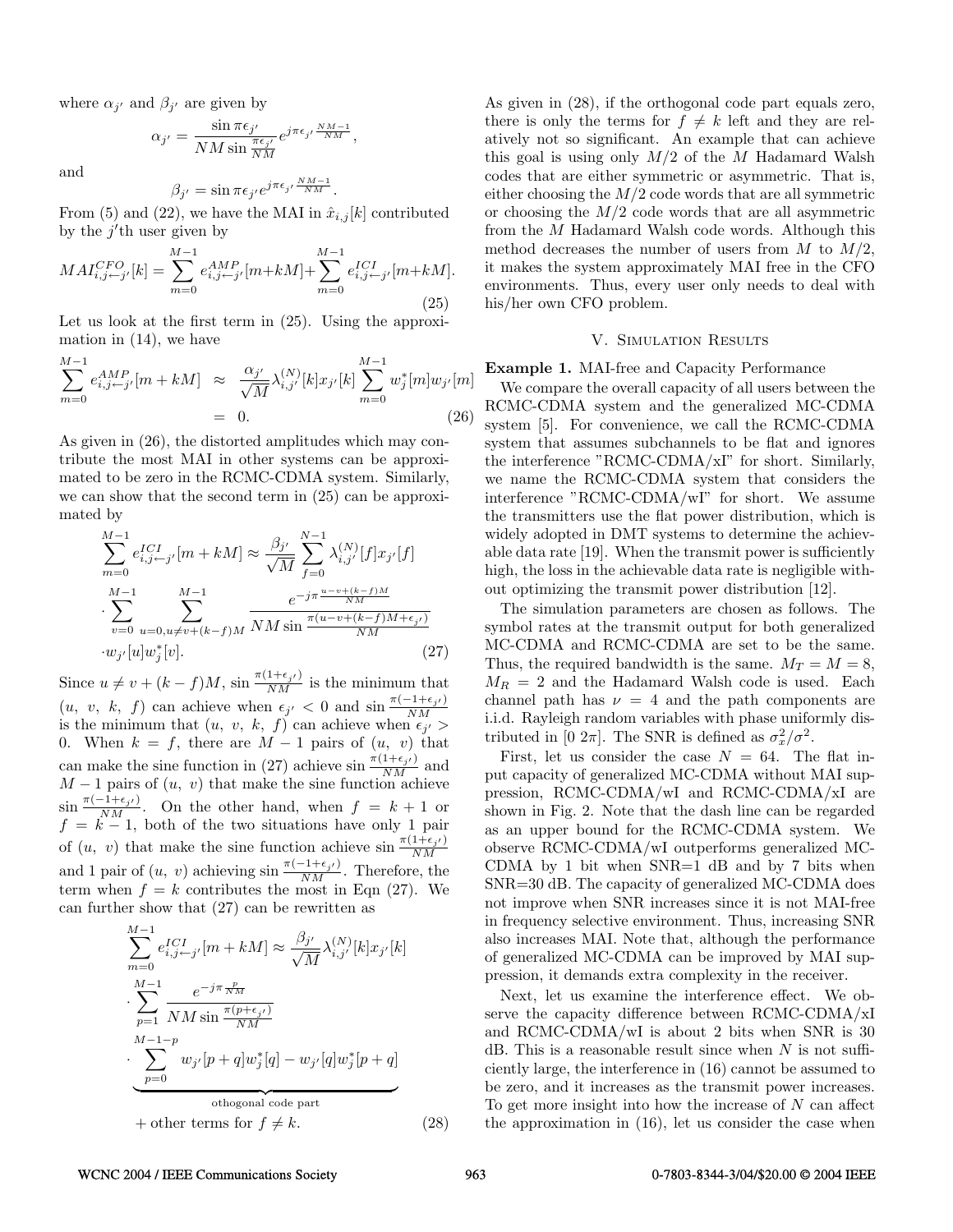where $\alpha_{j'}$ and $\beta_{j'}$ are given by

$$\alpha_{j'} = \frac{\sin \pi\epsilon_{j'}}{NM \sin \frac{\pi\epsilon_{j'}}{NM}} e^{j\pi\epsilon_{j'} \frac{NM-1}{NM}},$$

and

$$\beta_{j'} = \sin \pi\epsilon_{j'} e^{j\pi\epsilon_{j'} \frac{NM-1}{NM}}.$$

From (5) and (22), we have the MAI in $\hat{x}_{i,j}[k]$ contributed by the $j'$th user given by

$$MAI^{CFO}_{i,j\leftarrow j'}[k] = \sum_{m=0}^{M-1} e^{AMP}_{i,j\leftarrow j'}[m+kM] + \sum_{m=0}^{M-1} e^{ICI}_{i,j\leftarrow j'}[m+kM]. \quad (25)$$

Let us look at the first term in (25). Using the approximation in (14), we have

$$\begin{aligned}\sum_{m=0}^{M-1} e^{AMP}_{i,j\leftarrow j'}[m+kM] &\approx \frac{\alpha_{j'}}{\sqrt{M}} \lambda^{(N)}_{i,j'}[k] x_{j'}[k] \sum_{m=0}^{M-1} w^*_j[m] w_{j'}[m] \\ &= 0. \end{aligned} \quad (26)$$

As given in (26), the distorted amplitudes which may contribute the most MAI in other systems can be approximated to be zero in the RCMC-CDMA system. Similarly, we can show that the second term in (25) can be approximated by

$$\begin{aligned}\sum_{m=0}^{M-1} e^{ICI}_{i,j\leftarrow j'}[m+kM] &\approx \frac{\beta_{j'}}{\sqrt{M}} \sum_{f=0}^{N-1} \lambda^{(N)}_{i,j'}[f] x_{j'}[f] \\ &\cdot \sum_{v=0}^{M-1} \sum_{u=0, u\neq v+(k-f)M}^{M-1} \frac{e^{-j\pi \frac{u-v+(k-f)M}{NM}}}{NM \sin \frac{\pi(u-v+(k-f)M+\epsilon_{j'})}{NM}} \\ &\cdot w_{j'}[u] w^*_j[v]. \end{aligned} \quad (27)$$

Since $u \neq v + (k-f)M$, $\sin \frac{\pi(1+\epsilon_{j'})}{NM}$ is the minimum that $(u,\ v,\ k,\ f)$ can achieve when $\epsilon_{j'} < 0$ and $\sin \frac{\pi(-1+\epsilon_{j'})}{NM}$ is the minimum that $(u,\ v,\ k,\ f)$ can achieve when $\epsilon_{j'} > 0$. When $k = f$, there are $M-1$ pairs of $(u,\ v)$ that can make the sine function in (27) achieve $\sin \frac{\pi(1+\epsilon_{j'})}{NM}$ and $M-1$ pairs of $(u,\ v)$ that make the sine function achieve $\sin \frac{\pi(-1+\epsilon_{j'})}{NM}$. On the other hand, when $f = k+1$ or $f = k-1$, both of the two situations have only 1 pair of $(u,\ v)$ that make the sine function achieve $\sin \frac{\pi(1+\epsilon_{j'})}{NM}$ and 1 pair of $(u,\ v)$ achieving $\sin \frac{\pi(-1+\epsilon_{j'})}{NM}$. Therefore, the term when $f = k$ contributes the most in Eqn (27). We can further show that (27) can be rewritten as

$$\begin{aligned}\sum_{m=0}^{M-1} e^{ICI}_{i,j\leftarrow j'}[m+kM] &\approx \frac{\beta_{j'}}{\sqrt{M}} \lambda^{(N)}_{i,j'}[k] x_{j'}[k] \\ &\cdot \sum_{p=1}^{M-1} \frac{e^{-j\pi \frac{p}{NM}}}{NM \sin \frac{\pi(p+\epsilon_{j'})}{NM}} \\ &\cdot \underbrace{\sum_{p=0}^{M-1-p} w_{j'}[p+q] w^*_j[q] - w_{j'}[q] w^*_j[p+q]}_{\text{othogonal code part}} \\ &+ \text{other terms for } f \neq k. \end{aligned} \quad (28)$$

As given in (28), if the orthogonal code part equals zero, there is only the terms for $f \neq k$ left and they are relatively not so significant. An example that can achieve this goal is using only $M/2$ of the $M$ Hadamard Walsh codes that are either symmetric or asymmetric. That is, either choosing the $M/2$ code words that are all symmetric or choosing the $M/2$ code words that are all asymmetric from the $M$ Hadamard Walsh code words. Although this method decreases the number of users from $M$ to $M/2$, it makes the system approximately MAI free in the CFO environments. Thus, every user only needs to deal with his/her own CFO problem.

## V. Simulation Results

**Example 1.** MAI-free and Capacity Performance

We compare the overall capacity of all users between the RCMC-CDMA system and the generalized MC-CDMA system [5]. For convenience, we call the RCMC-CDMA system that assumes subchannels to be flat and ignores the interference "RCMC-CDMA/xI" for short. Similarly, we name the RCMC-CDMA system that considers the interference "RCMC-CDMA/wI" for short. We assume the transmitters use the flat power distribution, which is widely adopted in DMT systems to determine the achievable data rate [19]. When the transmit power is sufficiently high, the loss in the achievable data rate is negligible without optimizing the transmit power distribution [12].

The simulation parameters are chosen as follows. The symbol rates at the transmit output for both generalized MC-CDMA and RCMC-CDMA are set to be the same. Thus, the required bandwidth is the same. $M_T = M = 8$, $M_R = 2$ and the Hadamard Walsh code is used. Each channel path has $\nu = 4$ and the path components are i.i.d. Rayleigh random variables with phase uniformly distributed in [0 $2\pi$]. The SNR is defined as $\sigma_x^2/\sigma^2$.

First, let us consider the case $N = 64$. The flat input capacity of generalized MC-CDMA without MAI suppression, RCMC-CDMA/wI and RCMC-CDMA/xI are shown in Fig. 2. Note that the dash line can be regarded as an upper bound for the RCMC-CDMA system. We observe RCMC-CDMA/wI outperforms generalized MC-CDMA by 1 bit when SNR=1 dB and by 7 bits when SNR=30 dB. The capacity of generalized MC-CDMA does not improve when SNR increases since it is not MAI-free in frequency selective environment. Thus, increasing SNR also increases MAI. Note that, although the performance of generalized MC-CDMA can be improved by MAI suppression, it demands extra complexity in the receiver.

Next, let us examine the interference effect. We observe the capacity difference between RCMC-CDMA/xI and RCMC-CDMA/wI is about 2 bits when SNR is 30 dB. This is a reasonable result since when $N$ is not sufficiently large, the interference in (16) cannot be assumed to be zero, and it increases as the transmit power increases. To get more insight into how the increase of $N$ can affect the approximation in (16), let us consider the case when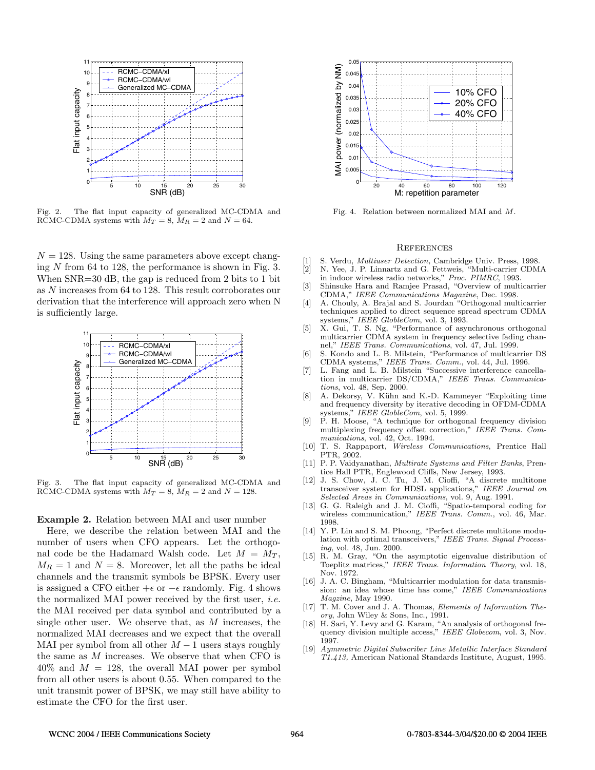11
10
9
8
7
6
5
4
3
2
1
0

Flat input capacity

RCMC−CDMA/xl
RCMC−CDMA/wl
Generalized MC−CDMA

5 10 15 20 25 30
SNR (dB)

Fig. 2. The flat input capacity of generalized MC-CDMA and RCMC-CDMA systems with $M_T = 8$, $M_R = 2$ and $N = 64$.

$N = 128$. Using the same parameters above except changing $N$ from 64 to 128, the performance is shown in Fig. 3. When SNR=30 dB, the gap is reduced from 2 bits to 1 bit as $N$ increases from 64 to 128. This result corroborates our derivation that the interference will approach zero when N is sufficiently large.

11
10
9
8
7
6
5
4
3
2
1
0

Flat input capacity

RCMC−CDMA/xl
RCMC−CDMA/wl
Generalized MC−CDMA

5 10 15 20 25 30
SNR (dB)

Fig. 3. The flat input capacity of generalized MC-CDMA and RCMC-CDMA systems with $M_T = 8$, $M_R = 2$ and $N = 128$.

**Example 2.** Relation between MAI and user number

Here, we describe the relation between MAI and the number of users when CFO appears. Let the orthogonal code be the Hadamard Walsh code. Let $M = M_T$, $M_R = 1$ and $N = 8$. Moreover, let all the paths be ideal channels and the transmit symbols be BPSK. Every user is assigned a CFO either $+\epsilon$ or $-\epsilon$ randomly. Fig. 4 shows the normalized MAI power received by the first user, *i.e.* the MAI received per data symbol and contributed by a single other user. We observe that, as $M$ increases, the normalized MAI decreases and we expect that the overall MAI per symbol from all other $M-1$ users stays roughly the same as $M$ increases. We observe that when CFO is 40% and $M = 128$, the overall MAI power per symbol from all other users is about 0.55. When compared to the unit transmit power of BPSK, we may still have ability to estimate the CFO for the first user.

0.05
0.045
0.04
0.035
0.03
0.025
0.02
0.015
0.01
0.005
0

MAI power (normalized by NM)

10% CFO
20% CFO
40% CFO

20 40 60 80 100 120
M: repetition parameter

Fig. 4. Relation between normalized MAI and $M$.

## References

[1] S. Verdu, *Multiuser Detection,* Cambridge Univ. Press, 1998.

[2] N. Yee, J. P. Linnartz and G. Fettweis, "Multi-carrier CDMA in indoor wireless radio networks," *Proc. PIMRC*, 1993.

[3] Shinsuke Hara and Ramjee Prasad, "Overview of multicarrier CDMA," *IEEE Communications Magazine*, Dec. 1998.

[4] A. Chouly, A. Brajal and S. Jourdan "Orthogonal multicarrier techniques applied to direct sequence spread spectrum CDMA systems," *IEEE GlobleCom*, vol. 3, 1993.

[5] X. Gui, T. S. Ng, "Performance of asynchronous orthogonal multicarrier CDMA system in frequency selective fading channel," *IEEE Trans. Communications*, vol. 47, Jul. 1999.

[6] S. Kondo and L. B. Milstein, "Performance of multicarrier DS CDMA systems," *IEEE Trans. Comm.*, vol. 44, Jul. 1996.

[7] L. Fang and L. B. Milstein "Successive interference cancellation in multicarrier DS/CDMA," *IEEE Trans. Communications*, vol. 48, Sep. 2000.

[8] A. Dekorsy, V. Kühn and K.-D. Kammeyer "Exploiting time and frequency diversity by iterative decoding in OFDM-CDMA systems," *IEEE GlobleCom*, vol. 5, 1999.

[9] P. H. Moose, "A technique for orthogonal frequency division multiplexing frequency offset correction," *IEEE Trans. Communications*, vol. 42, Oct. 1994.

[10] T. S. Rappaport, *Wireless Communications*, Prentice Hall PTR, 2002.

[11] P. P. Vaidyanathan, *Multirate Systems and Filter Banks*, Prentice Hall PTR, Englewood Cliffs, New Jersey, 1993.

[12] J. S. Chow, J. C. Tu, J. M. Cioffi, "A discrete multitone transceiver system for HDSL applications," *IEEE Journal on Selected Areas in Communications*, vol. 9, Aug. 1991.

[13] G. G. Raleigh and J. M. Cioffi, "Spatio-temporal coding for wireless communication," *IEEE Trans. Comm.*, vol. 46, Mar. 1998.

[14] Y. P. Lin and S. M. Phoong, "Perfect discrete multitone modulation with optimal transceivers," *IEEE Trans. Signal Processing*, vol. 48, Jun. 2000.

[15] R. M. Gray, "On the asymptotic eigenvalue distribution of Toeplitz matrices," *IEEE Trans. Information Theory*, vol. 18, Nov. 1972.

[16] J. A. C. Bingham, "Multicarrier modulation for data transmission: an idea whose time has come," *IEEE Communications Magzine*, May 1990.

[17] T. M. Cover and J. A. Thomas, *Elements of Information Theory*, John Wiley & Sons, Inc., 1991.

[18] H. Sari, Y. Levy and G. Karam, "An analysis of orthogonal frequency division multiple access," *IEEE Globecom*, vol. 3, Nov. 1997.

[19] *Aymmetric Digital Subscriber Line Metallic Interface Standard T1.413,* American National Standards Institute, August, 1995.